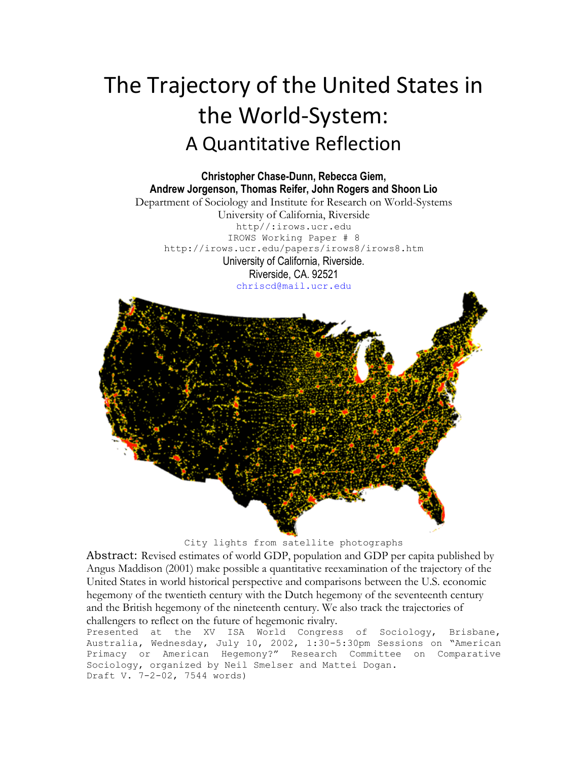# The Trajectory of the United States in the World-System:

## A Quantitative Reflection

**Christopher Chase-Dunn, Rebecca Giem,**
**Andrew Jorgenson, Thomas Reifer, John Rogers and Shoon Lio**

Department of Sociology and Institute for Research on World-Systems
University of California, Riverside
http//:irows.ucr.edu
IROWS Working Paper # 8
http://irows.ucr.edu/papers/irows8/irows8.htm
University of California, Riverside.
Riverside, CA. 92521
chriscd@mail.ucr.edu

City lights from satellite photographs

Abstract: Revised estimates of world GDP, population and GDP per capita published by Angus Maddison (2001) make possible a quantitative reexamination of the trajectory of the United States in world historical perspective and comparisons between the U.S. economic hegemony of the twentieth century with the Dutch hegemony of the seventeenth century and the British hegemony of the nineteenth century. We also track the trajectories of challengers to reflect on the future of hegemonic rivalry.

Presented at the XV ISA World Congress of Sociology, Brisbane, Australia, Wednesday, July 10, 2002, 1:30-5:30pm Sessions on "American Primacy or American Hegemony?" Research Committee on Comparative Sociology, organized by Neil Smelser and Mattei Dogan.
Draft V. 7-2-02, 7544 words)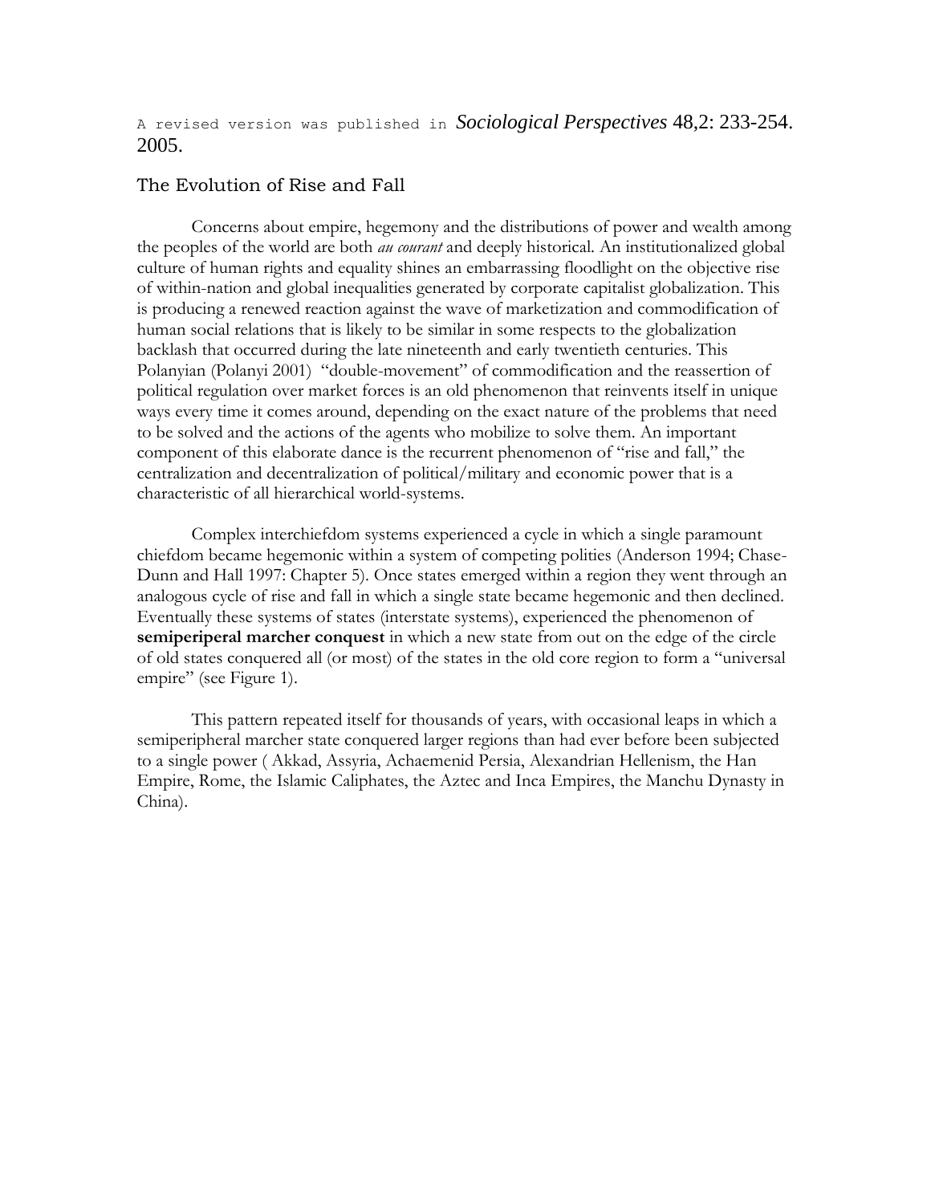A revised version was published in *Sociological Perspectives* 48,2: 233-254. 2005.

## The Evolution of Rise and Fall

Concerns about empire, hegemony and the distributions of power and wealth among the peoples of the world are both *au courant* and deeply historical. An institutionalized global culture of human rights and equality shines an embarrassing floodlight on the objective rise of within-nation and global inequalities generated by corporate capitalist globalization. This is producing a renewed reaction against the wave of marketization and commodification of human social relations that is likely to be similar in some respects to the globalization backlash that occurred during the late nineteenth and early twentieth centuries. This Polanyian (Polanyi 2001) "double-movement" of commodification and the reassertion of political regulation over market forces is an old phenomenon that reinvents itself in unique ways every time it comes around, depending on the exact nature of the problems that need to be solved and the actions of the agents who mobilize to solve them. An important component of this elaborate dance is the recurrent phenomenon of "rise and fall," the centralization and decentralization of political/military and economic power that is a characteristic of all hierarchical world-systems.

Complex interchiefdom systems experienced a cycle in which a single paramount chiefdom became hegemonic within a system of competing polities (Anderson 1994; Chase-Dunn and Hall 1997: Chapter 5). Once states emerged within a region they went through an analogous cycle of rise and fall in which a single state became hegemonic and then declined. Eventually these systems of states (interstate systems), experienced the phenomenon of **semiperiperal marcher conquest** in which a new state from out on the edge of the circle of old states conquered all (or most) of the states in the old core region to form a "universal empire" (see Figure 1).

This pattern repeated itself for thousands of years, with occasional leaps in which a semiperipheral marcher state conquered larger regions than had ever before been subjected to a single power ( Akkad, Assyria, Achaemenid Persia, Alexandrian Hellenism, the Han Empire, Rome, the Islamic Caliphates, the Aztec and Inca Empires, the Manchu Dynasty in China).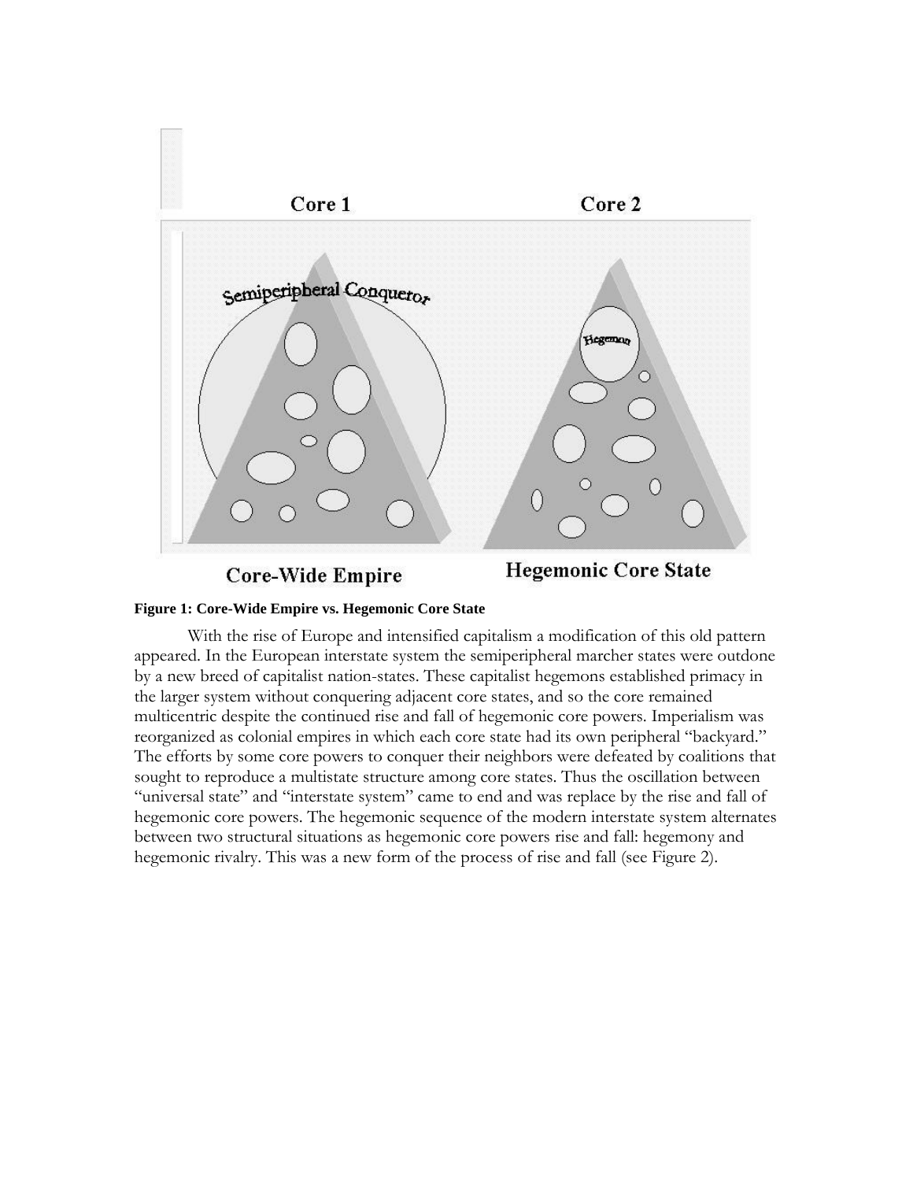**Figure 1: Core-Wide Empire vs. Hegemonic Core State**

With the rise of Europe and intensified capitalism a modification of this old pattern appeared. In the European interstate system the semiperipheral marcher states were outdone by a new breed of capitalist nation-states. These capitalist hegemons established primacy in the larger system without conquering adjacent core states, and so the core remained multicentric despite the continued rise and fall of hegemonic core powers. Imperialism was reorganized as colonial empires in which each core state had its own peripheral "backyard." The efforts by some core powers to conquer their neighbors were defeated by coalitions that sought to reproduce a multistate structure among core states. Thus the oscillation between "universal state" and "interstate system" came to end and was replace by the rise and fall of hegemonic core powers. The hegemonic sequence of the modern interstate system alternates between two structural situations as hegemonic core powers rise and fall: hegemony and hegemonic rivalry. This was a new form of the process of rise and fall (see Figure 2).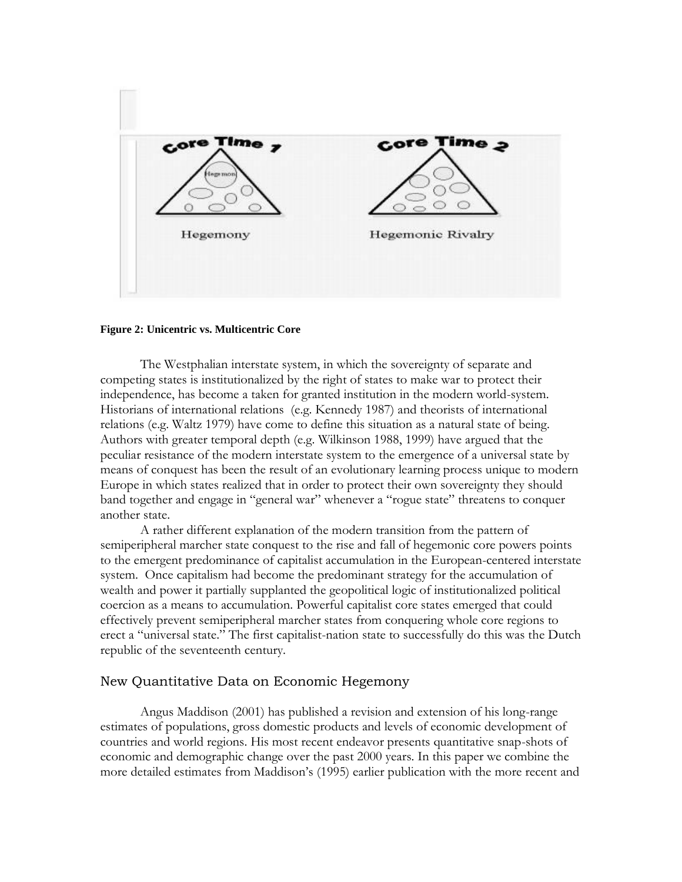**Figure 2: Unicentric vs. Multicentric Core**

The Westphalian interstate system, in which the sovereignty of separate and competing states is institutionalized by the right of states to make war to protect their independence, has become a taken for granted institution in the modern world-system. Historians of international relations (e.g. Kennedy 1987) and theorists of international relations (e.g. Waltz 1979) have come to define this situation as a natural state of being. Authors with greater temporal depth (e.g. Wilkinson 1988, 1999) have argued that the peculiar resistance of the modern interstate system to the emergence of a universal state by means of conquest has been the result of an evolutionary learning process unique to modern Europe in which states realized that in order to protect their own sovereignty they should band together and engage in "general war" whenever a "rogue state" threatens to conquer another state.

A rather different explanation of the modern transition from the pattern of semiperipheral marcher state conquest to the rise and fall of hegemonic core powers points to the emergent predominance of capitalist accumulation in the European-centered interstate system. Once capitalism had become the predominant strategy for the accumulation of wealth and power it partially supplanted the geopolitical logic of institutionalized political coercion as a means to accumulation. Powerful capitalist core states emerged that could effectively prevent semiperipheral marcher states from conquering whole core regions to erect a "universal state." The first capitalist-nation state to successfully do this was the Dutch republic of the seventeenth century.

## New Quantitative Data on Economic Hegemony

Angus Maddison (2001) has published a revision and extension of his long-range estimates of populations, gross domestic products and levels of economic development of countries and world regions. His most recent endeavor presents quantitative snap-shots of economic and demographic change over the past 2000 years. In this paper we combine the more detailed estimates from Maddison's (1995) earlier publication with the more recent and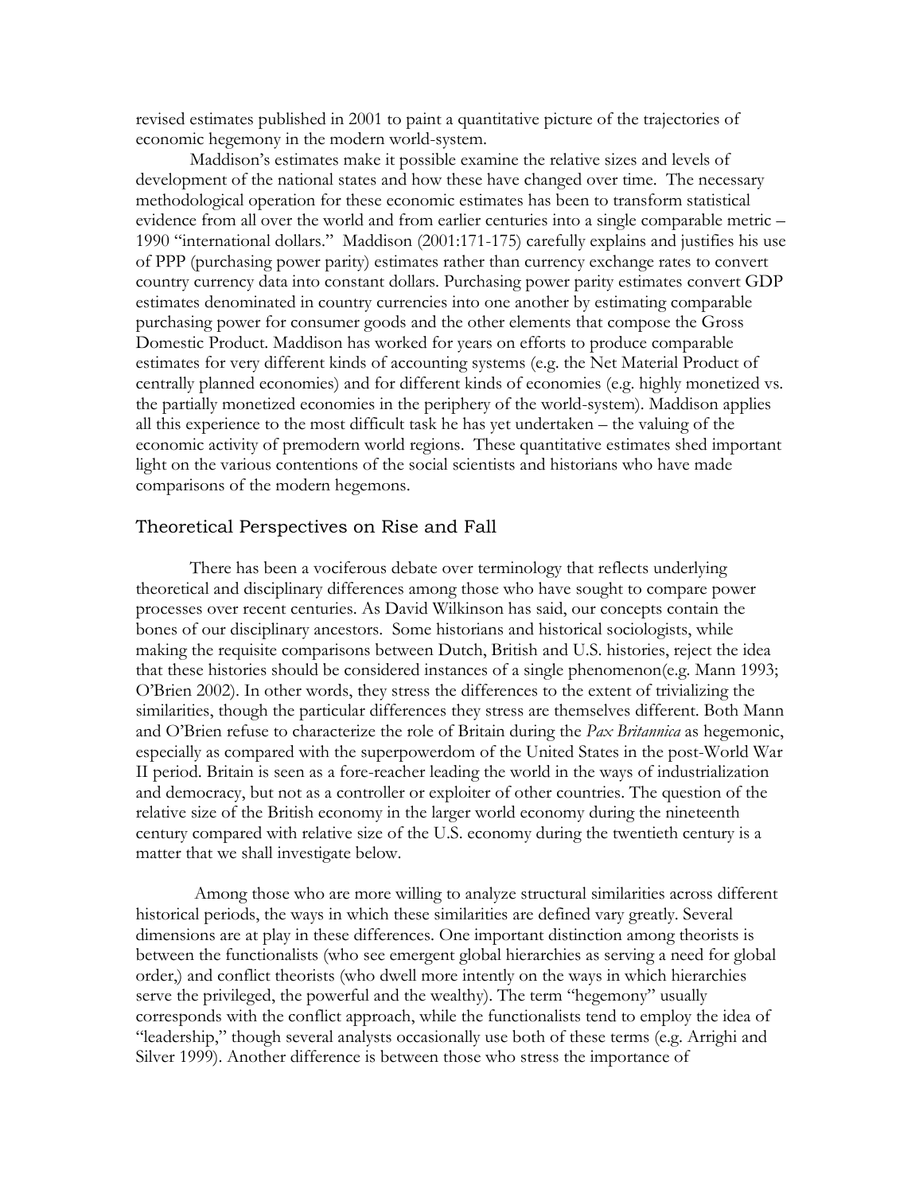revised estimates published in 2001 to paint a quantitative picture of the trajectories of economic hegemony in the modern world-system.

Maddison's estimates make it possible examine the relative sizes and levels of development of the national states and how these have changed over time. The necessary methodological operation for these economic estimates has been to transform statistical evidence from all over the world and from earlier centuries into a single comparable metric – 1990 "international dollars." Maddison (2001:171-175) carefully explains and justifies his use of PPP (purchasing power parity) estimates rather than currency exchange rates to convert country currency data into constant dollars. Purchasing power parity estimates convert GDP estimates denominated in country currencies into one another by estimating comparable purchasing power for consumer goods and the other elements that compose the Gross Domestic Product. Maddison has worked for years on efforts to produce comparable estimates for very different kinds of accounting systems (e.g. the Net Material Product of centrally planned economies) and for different kinds of economies (e.g. highly monetized vs. the partially monetized economies in the periphery of the world-system). Maddison applies all this experience to the most difficult task he has yet undertaken – the valuing of the economic activity of premodern world regions. These quantitative estimates shed important light on the various contentions of the social scientists and historians who have made comparisons of the modern hegemons.

## Theoretical Perspectives on Rise and Fall

There has been a vociferous debate over terminology that reflects underlying theoretical and disciplinary differences among those who have sought to compare power processes over recent centuries. As David Wilkinson has said, our concepts contain the bones of our disciplinary ancestors. Some historians and historical sociologists, while making the requisite comparisons between Dutch, British and U.S. histories, reject the idea that these histories should be considered instances of a single phenomenon(e.g. Mann 1993; O'Brien 2002). In other words, they stress the differences to the extent of trivializing the similarities, though the particular differences they stress are themselves different. Both Mann and O'Brien refuse to characterize the role of Britain during the *Pax Britannica* as hegemonic, especially as compared with the superpowerdom of the United States in the post-World War II period. Britain is seen as a fore-reacher leading the world in the ways of industrialization and democracy, but not as a controller or exploiter of other countries. The question of the relative size of the British economy in the larger world economy during the nineteenth century compared with relative size of the U.S. economy during the twentieth century is a matter that we shall investigate below.

Among those who are more willing to analyze structural similarities across different historical periods, the ways in which these similarities are defined vary greatly. Several dimensions are at play in these differences. One important distinction among theorists is between the functionalists (who see emergent global hierarchies as serving a need for global order,) and conflict theorists (who dwell more intently on the ways in which hierarchies serve the privileged, the powerful and the wealthy). The term "hegemony" usually corresponds with the conflict approach, while the functionalists tend to employ the idea of "leadership," though several analysts occasionally use both of these terms (e.g. Arrighi and Silver 1999). Another difference is between those who stress the importance of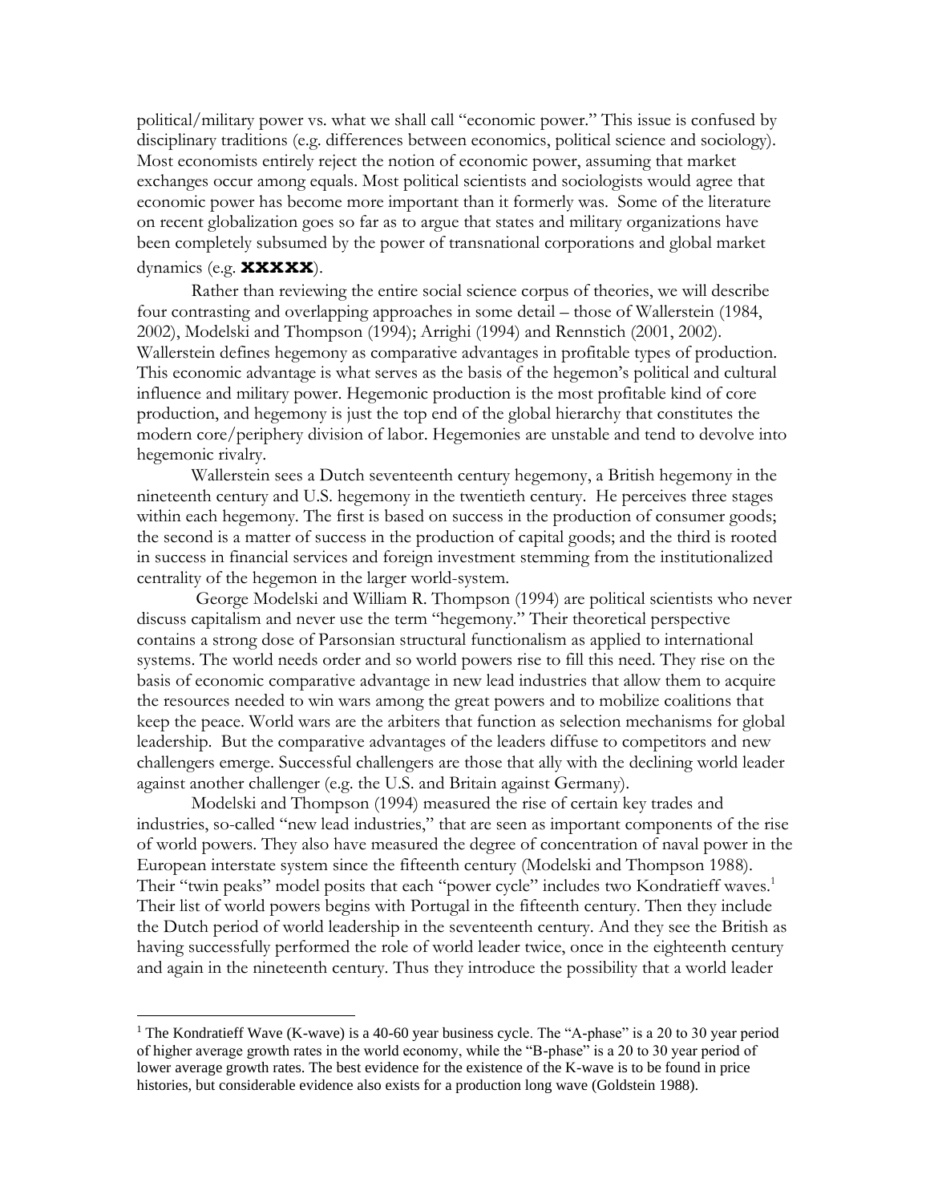political/military power vs. what we shall call "economic power." This issue is confused by disciplinary traditions (e.g. differences between economics, political science and sociology). Most economists entirely reject the notion of economic power, assuming that market exchanges occur among equals. Most political scientists and sociologists would agree that economic power has become more important than it formerly was. Some of the literature on recent globalization goes so far as to argue that states and military organizations have been completely subsumed by the power of transnational corporations and global market dynamics (e.g. **XXXXX**).

Rather than reviewing the entire social science corpus of theories, we will describe four contrasting and overlapping approaches in some detail – those of Wallerstein (1984, 2002), Modelski and Thompson (1994); Arrighi (1994) and Rennstich (2001, 2002). Wallerstein defines hegemony as comparative advantages in profitable types of production. This economic advantage is what serves as the basis of the hegemon's political and cultural influence and military power. Hegemonic production is the most profitable kind of core production, and hegemony is just the top end of the global hierarchy that constitutes the modern core/periphery division of labor. Hegemonies are unstable and tend to devolve into hegemonic rivalry.

Wallerstein sees a Dutch seventeenth century hegemony, a British hegemony in the nineteenth century and U.S. hegemony in the twentieth century. He perceives three stages within each hegemony. The first is based on success in the production of consumer goods; the second is a matter of success in the production of capital goods; and the third is rooted in success in financial services and foreign investment stemming from the institutionalized centrality of the hegemon in the larger world-system.

George Modelski and William R. Thompson (1994) are political scientists who never discuss capitalism and never use the term "hegemony." Their theoretical perspective contains a strong dose of Parsonsian structural functionalism as applied to international systems. The world needs order and so world powers rise to fill this need. They rise on the basis of economic comparative advantage in new lead industries that allow them to acquire the resources needed to win wars among the great powers and to mobilize coalitions that keep the peace. World wars are the arbiters that function as selection mechanisms for global leadership. But the comparative advantages of the leaders diffuse to competitors and new challengers emerge. Successful challengers are those that ally with the declining world leader against another challenger (e.g. the U.S. and Britain against Germany).

Modelski and Thompson (1994) measured the rise of certain key trades and industries, so-called "new lead industries," that are seen as important components of the rise of world powers. They also have measured the degree of concentration of naval power in the European interstate system since the fifteenth century (Modelski and Thompson 1988). Their "twin peaks" model posits that each "power cycle" includes two Kondratieff waves.[1] Their list of world powers begins with Portugal in the fifteenth century. Then they include the Dutch period of world leadership in the seventeenth century. And they see the British as having successfully performed the role of world leader twice, once in the eighteenth century and again in the nineteenth century. Thus they introduce the possibility that a world leader

---

[1] The Kondratieff Wave (K-wave) is a 40-60 year business cycle. The "A-phase" is a 20 to 30 year period of higher average growth rates in the world economy, while the "B-phase" is a 20 to 30 year period of lower average growth rates. The best evidence for the existence of the K-wave is to be found in price histories, but considerable evidence also exists for a production long wave (Goldstein 1988).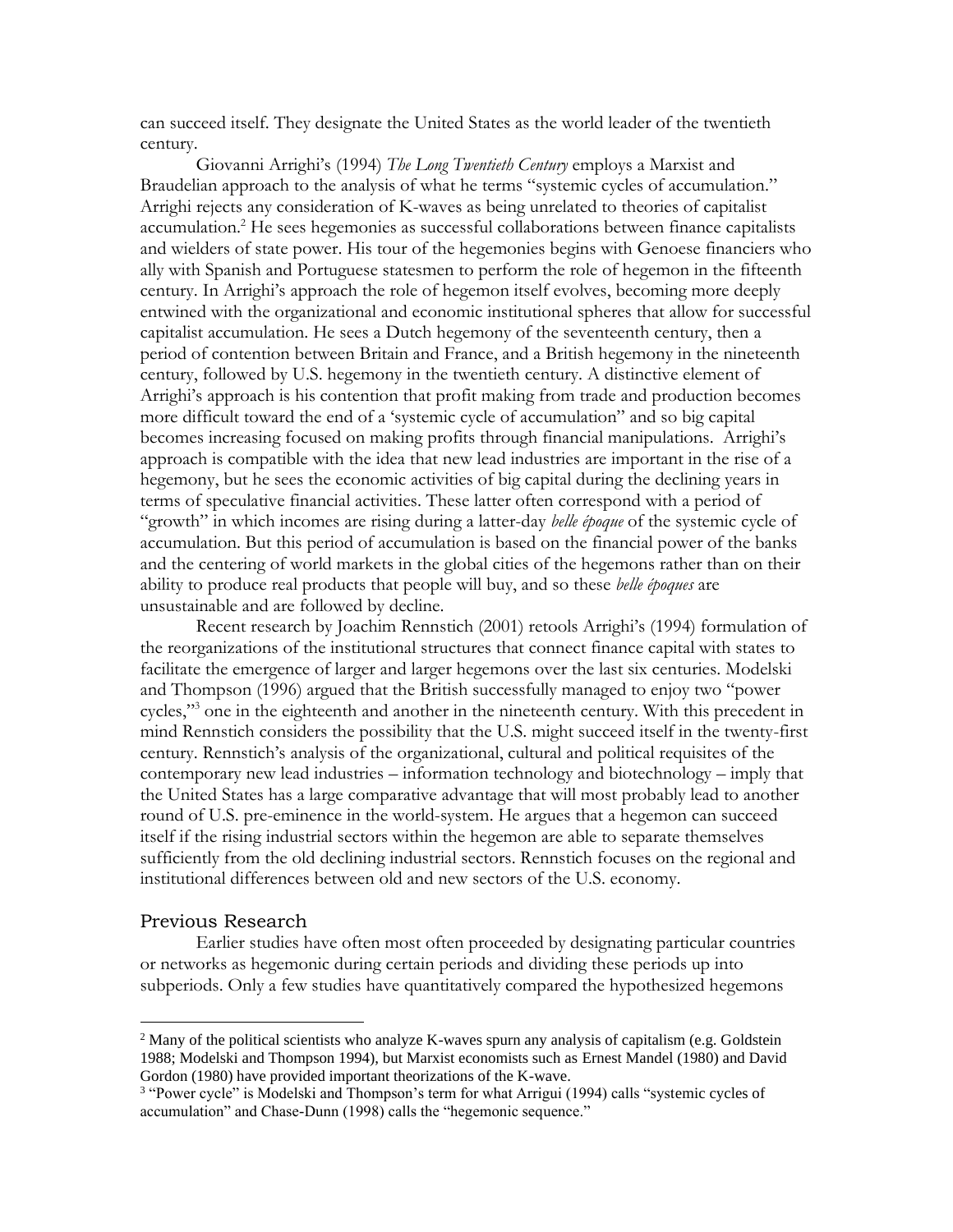can succeed itself. They designate the United States as the world leader of the twentieth century.

Giovanni Arrighi's (1994) *The Long Twentieth Century* employs a Marxist and Braudelian approach to the analysis of what he terms "systemic cycles of accumulation." Arrighi rejects any consideration of K-waves as being unrelated to theories of capitalist accumulation.[2] He sees hegemonies as successful collaborations between finance capitalists and wielders of state power. His tour of the hegemonies begins with Genoese financiers who ally with Spanish and Portuguese statesmen to perform the role of hegemon in the fifteenth century. In Arrighi's approach the role of hegemon itself evolves, becoming more deeply entwined with the organizational and economic institutional spheres that allow for successful capitalist accumulation. He sees a Dutch hegemony of the seventeenth century, then a period of contention between Britain and France, and a British hegemony in the nineteenth century, followed by U.S. hegemony in the twentieth century. A distinctive element of Arrighi's approach is his contention that profit making from trade and production becomes more difficult toward the end of a 'systemic cycle of accumulation" and so big capital becomes increasing focused on making profits through financial manipulations. Arrighi's approach is compatible with the idea that new lead industries are important in the rise of a hegemony, but he sees the economic activities of big capital during the declining years in terms of speculative financial activities. These latter often correspond with a period of "growth" in which incomes are rising during a latter-day *belle époque* of the systemic cycle of accumulation. But this period of accumulation is based on the financial power of the banks and the centering of world markets in the global cities of the hegemons rather than on their ability to produce real products that people will buy, and so these *belle époques* are unsustainable and are followed by decline.

Recent research by Joachim Rennstich (2001) retools Arrighi's (1994) formulation of the reorganizations of the institutional structures that connect finance capital with states to facilitate the emergence of larger and larger hegemons over the last six centuries. Modelski and Thompson (1996) argued that the British successfully managed to enjoy two "power cycles,"[3] one in the eighteenth and another in the nineteenth century. With this precedent in mind Rennstich considers the possibility that the U.S. might succeed itself in the twenty-first century. Rennstich's analysis of the organizational, cultural and political requisites of the contemporary new lead industries – information technology and biotechnology – imply that the United States has a large comparative advantage that will most probably lead to another round of U.S. pre-eminence in the world-system. He argues that a hegemon can succeed itself if the rising industrial sectors within the hegemon are able to separate themselves sufficiently from the old declining industrial sectors. Rennstich focuses on the regional and institutional differences between old and new sectors of the U.S. economy.

## Previous Research

Earlier studies have often most often proceeded by designating particular countries or networks as hegemonic during certain periods and dividing these periods up into subperiods. Only a few studies have quantitatively compared the hypothesized hegemons

---

[2] Many of the political scientists who analyze K-waves spurn any analysis of capitalism (e.g. Goldstein 1988; Modelski and Thompson 1994), but Marxist economists such as Ernest Mandel (1980) and David Gordon (1980) have provided important theorizations of the K-wave.

[3] "Power cycle" is Modelski and Thompson's term for what Arrigui (1994) calls "systemic cycles of accumulation" and Chase-Dunn (1998) calls the "hegemonic sequence."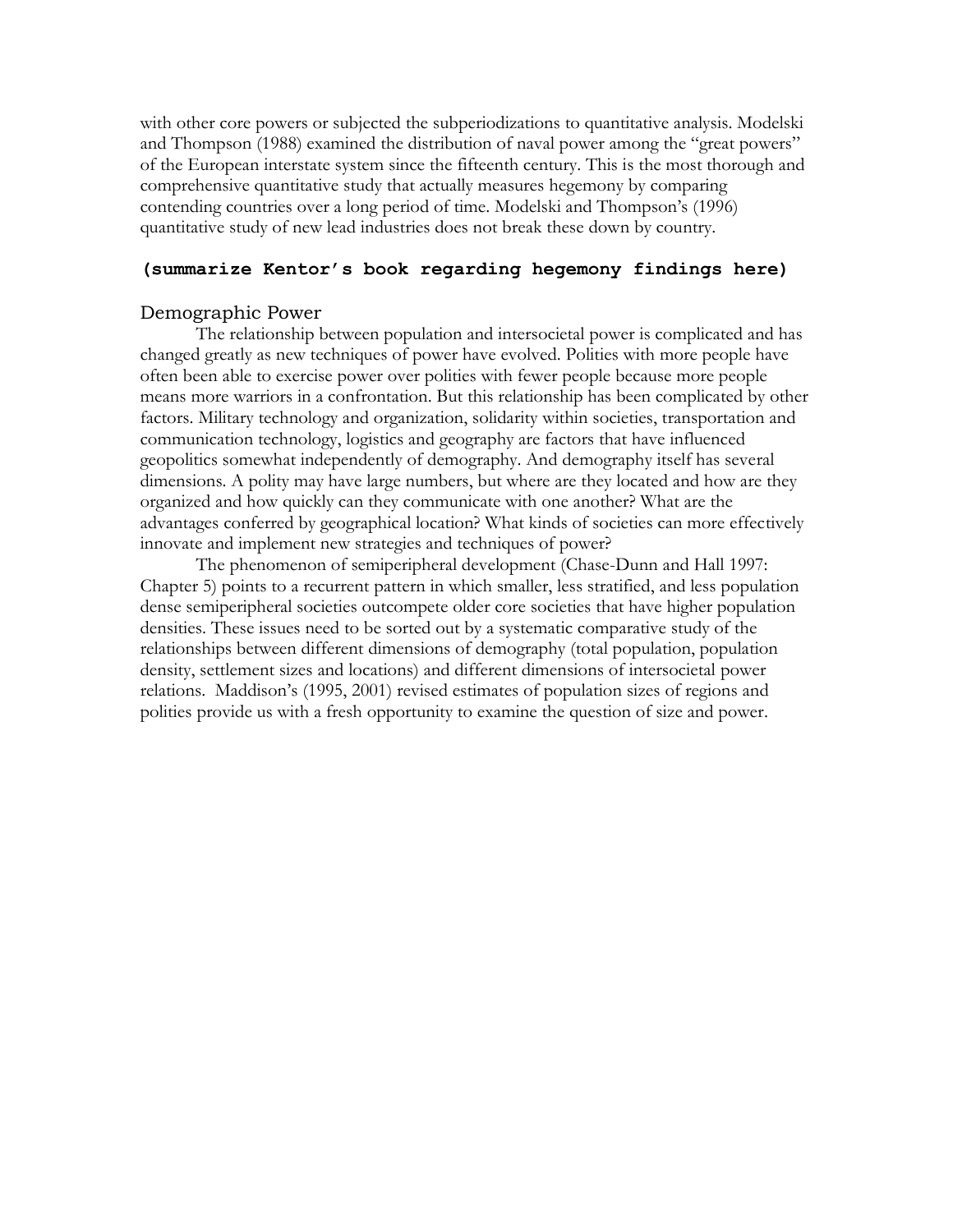with other core powers or subjected the subperiodizations to quantitative analysis. Modelski and Thompson (1988) examined the distribution of naval power among the "great powers" of the European interstate system since the fifteenth century. This is the most thorough and comprehensive quantitative study that actually measures hegemony by comparing contending countries over a long period of time. Modelski and Thompson's (1996) quantitative study of new lead industries does not break these down by country.

**(summarize Kentor's book regarding hegemony findings here)**

## Demographic Power

The relationship between population and intersocietal power is complicated and has changed greatly as new techniques of power have evolved. Polities with more people have often been able to exercise power over polities with fewer people because more people means more warriors in a confrontation. But this relationship has been complicated by other factors. Military technology and organization, solidarity within societies, transportation and communication technology, logistics and geography are factors that have influenced geopolitics somewhat independently of demography. And demography itself has several dimensions. A polity may have large numbers, but where are they located and how are they organized and how quickly can they communicate with one another? What are the advantages conferred by geographical location? What kinds of societies can more effectively innovate and implement new strategies and techniques of power?

The phenomenon of semiperipheral development (Chase-Dunn and Hall 1997: Chapter 5) points to a recurrent pattern in which smaller, less stratified, and less population dense semiperipheral societies outcompete older core societies that have higher population densities. These issues need to be sorted out by a systematic comparative study of the relationships between different dimensions of demography (total population, population density, settlement sizes and locations) and different dimensions of intersocietal power relations. Maddison's (1995, 2001) revised estimates of population sizes of regions and polities provide us with a fresh opportunity to examine the question of size and power.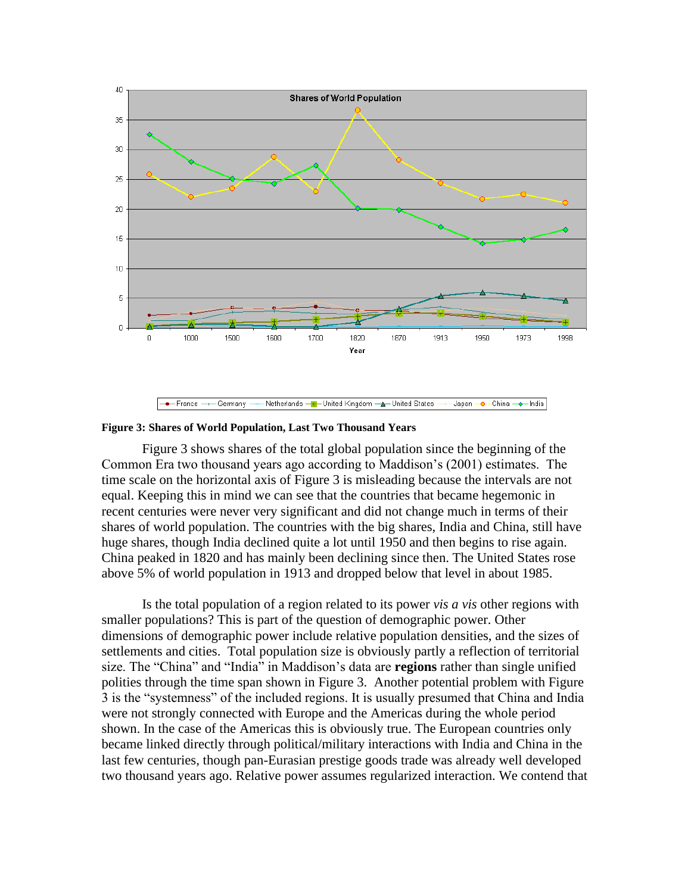**Figure 3: Shares of World Population, Last Two Thousand Years**

Figure 3 shows shares of the total global population since the beginning of the Common Era two thousand years ago according to Maddison's (2001) estimates. The time scale on the horizontal axis of Figure 3 is misleading because the intervals are not equal. Keeping this in mind we can see that the countries that became hegemonic in recent centuries were never very significant and did not change much in terms of their shares of world population. The countries with the big shares, India and China, still have huge shares, though India declined quite a lot until 1950 and then begins to rise again. China peaked in 1820 and has mainly been declining since then. The United States rose above 5% of world population in 1913 and dropped below that level in about 1985.

Is the total population of a region related to its power *vis a vis* other regions with smaller populations? This is part of the question of demographic power. Other dimensions of demographic power include relative population densities, and the sizes of settlements and cities. Total population size is obviously partly a reflection of territorial size. The "China" and "India" in Maddison's data are **regions** rather than single unified polities through the time span shown in Figure 3. Another potential problem with Figure 3 is the "systemness" of the included regions. It is usually presumed that China and India were not strongly connected with Europe and the Americas during the whole period shown. In the case of the Americas this is obviously true. The European countries only became linked directly through political/military interactions with India and China in the last few centuries, though pan-Eurasian prestige goods trade was already well developed two thousand years ago. Relative power assumes regularized interaction. We contend that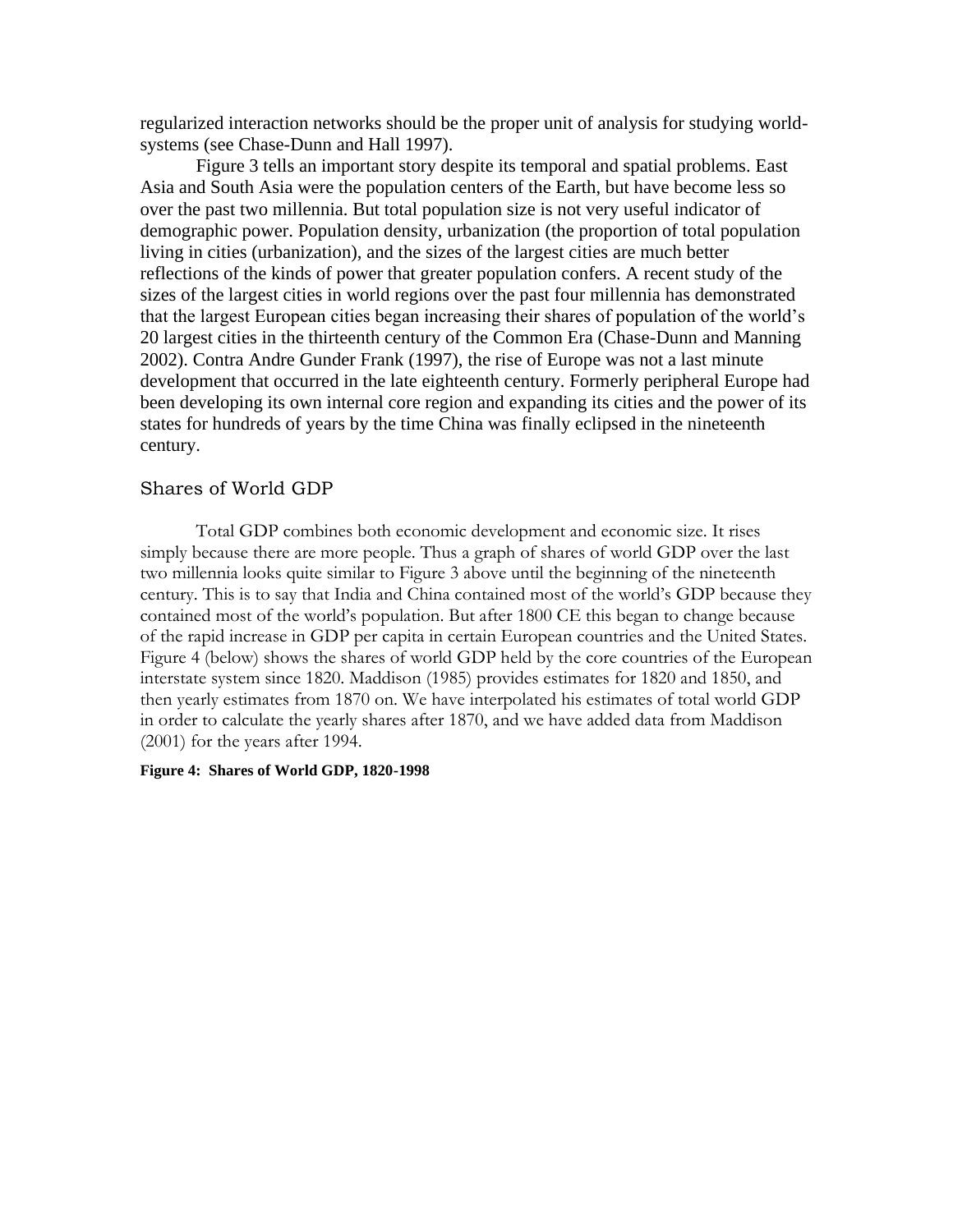regularized interaction networks should be the proper unit of analysis for studying world-systems (see Chase-Dunn and Hall 1997).

Figure 3 tells an important story despite its temporal and spatial problems. East Asia and South Asia were the population centers of the Earth, but have become less so over the past two millennia. But total population size is not very useful indicator of demographic power. Population density, urbanization (the proportion of total population living in cities (urbanization), and the sizes of the largest cities are much better reflections of the kinds of power that greater population confers. A recent study of the sizes of the largest cities in world regions over the past four millennia has demonstrated that the largest European cities began increasing their shares of population of the world's 20 largest cities in the thirteenth century of the Common Era (Chase-Dunn and Manning 2002). Contra Andre Gunder Frank (1997), the rise of Europe was not a last minute development that occurred in the late eighteenth century. Formerly peripheral Europe had been developing its own internal core region and expanding its cities and the power of its states for hundreds of years by the time China was finally eclipsed in the nineteenth century.

## Shares of World GDP

Total GDP combines both economic development and economic size. It rises simply because there are more people. Thus a graph of shares of world GDP over the last two millennia looks quite similar to Figure 3 above until the beginning of the nineteenth century. This is to say that India and China contained most of the world's GDP because they contained most of the world's population. But after 1800 CE this began to change because of the rapid increase in GDP per capita in certain European countries and the United States. Figure 4 (below) shows the shares of world GDP held by the core countries of the European interstate system since 1820. Maddison (1985) provides estimates for 1820 and 1850, and then yearly estimates from 1870 on. We have interpolated his estimates of total world GDP in order to calculate the yearly shares after 1870, and we have added data from Maddison (2001) for the years after 1994.

**Figure 4: Shares of World GDP, 1820-1998**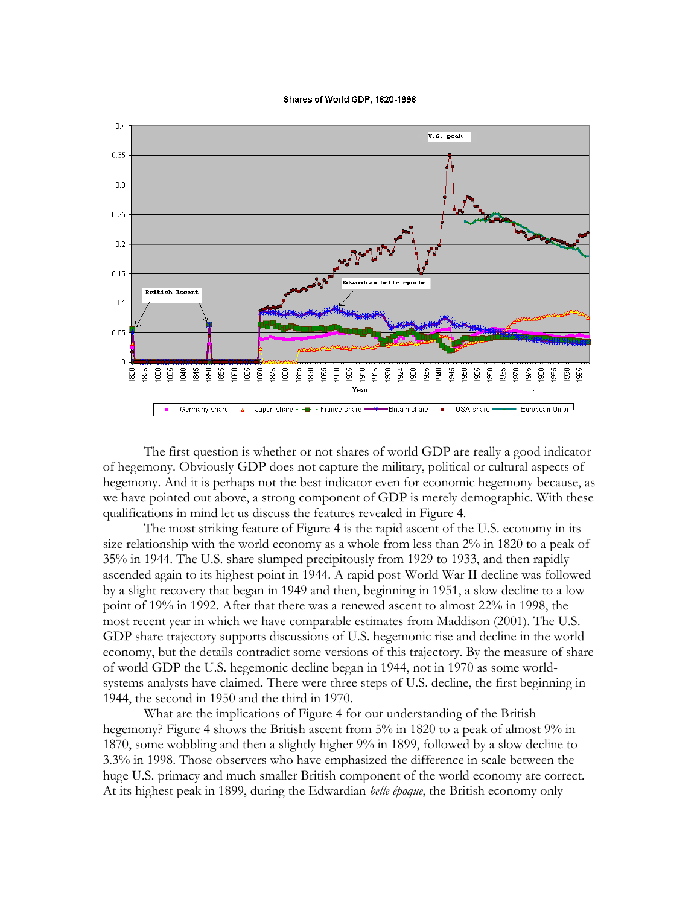The first question is whether or not shares of world GDP are really a good indicator of hegemony. Obviously GDP does not capture the military, political or cultural aspects of hegemony. And it is perhaps not the best indicator even for economic hegemony because, as we have pointed out above, a strong component of GDP is merely demographic. With these qualifications in mind let us discuss the features revealed in Figure 4.

The most striking feature of Figure 4 is the rapid ascent of the U.S. economy in its size relationship with the world economy as a whole from less than 2% in 1820 to a peak of 35% in 1944. The U.S. share slumped precipitously from 1929 to 1933, and then rapidly ascended again to its highest point in 1944. A rapid post-World War II decline was followed by a slight recovery that began in 1949 and then, beginning in 1951, a slow decline to a low point of 19% in 1992. After that there was a renewed ascent to almost 22% in 1998, the most recent year in which we have comparable estimates from Maddison (2001). The U.S. GDP share trajectory supports discussions of U.S. hegemonic rise and decline in the world economy, but the details contradict some versions of this trajectory. By the measure of share of world GDP the U.S. hegemonic decline began in 1944, not in 1970 as some world-systems analysts have claimed. There were three steps of U.S. decline, the first beginning in 1944, the second in 1950 and the third in 1970.

What are the implications of Figure 4 for our understanding of the British hegemony? Figure 4 shows the British ascent from 5% in 1820 to a peak of almost 9% in 1870, some wobbling and then a slightly higher 9% in 1899, followed by a slow decline to 3.3% in 1998. Those observers who have emphasized the difference in scale between the huge U.S. primacy and much smaller British component of the world economy are correct. At its highest peak in 1899, during the Edwardian *belle époque*, the British economy only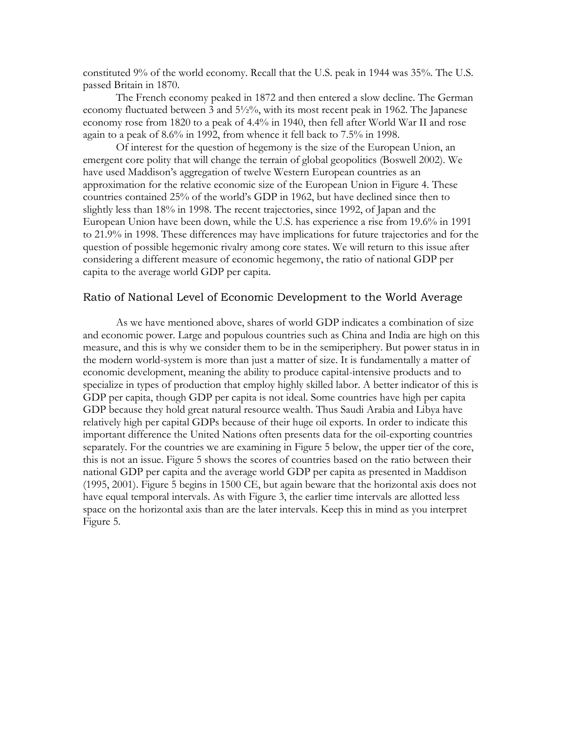constituted 9% of the world economy. Recall that the U.S. peak in 1944 was 35%. The U.S. passed Britain in 1870.

The French economy peaked in 1872 and then entered a slow decline. The German economy fluctuated between 3 and 5½%, with its most recent peak in 1962. The Japanese economy rose from 1820 to a peak of 4.4% in 1940, then fell after World War II and rose again to a peak of 8.6% in 1992, from whence it fell back to 7.5% in 1998.

Of interest for the question of hegemony is the size of the European Union, an emergent core polity that will change the terrain of global geopolitics (Boswell 2002). We have used Maddison's aggregation of twelve Western European countries as an approximation for the relative economic size of the European Union in Figure 4. These countries contained 25% of the world's GDP in 1962, but have declined since then to slightly less than 18% in 1998. The recent trajectories, since 1992, of Japan and the European Union have been down, while the U.S. has experience a rise from 19.6% in 1991 to 21.9% in 1998. These differences may have implications for future trajectories and for the question of possible hegemonic rivalry among core states. We will return to this issue after considering a different measure of economic hegemony, the ratio of national GDP per capita to the average world GDP per capita.

## Ratio of National Level of Economic Development to the World Average

As we have mentioned above, shares of world GDP indicates a combination of size and economic power. Large and populous countries such as China and India are high on this measure, and this is why we consider them to be in the semiperiphery. But power status in in the modern world-system is more than just a matter of size. It is fundamentally a matter of economic development, meaning the ability to produce capital-intensive products and to specialize in types of production that employ highly skilled labor. A better indicator of this is GDP per capita, though GDP per capita is not ideal. Some countries have high per capita GDP because they hold great natural resource wealth. Thus Saudi Arabia and Libya have relatively high per capital GDPs because of their huge oil exports. In order to indicate this important difference the United Nations often presents data for the oil-exporting countries separately. For the countries we are examining in Figure 5 below, the upper tier of the core, this is not an issue. Figure 5 shows the scores of countries based on the ratio between their national GDP per capita and the average world GDP per capita as presented in Maddison (1995, 2001). Figure 5 begins in 1500 CE, but again beware that the horizontal axis does not have equal temporal intervals. As with Figure 3, the earlier time intervals are allotted less space on the horizontal axis than are the later intervals. Keep this in mind as you interpret Figure 5.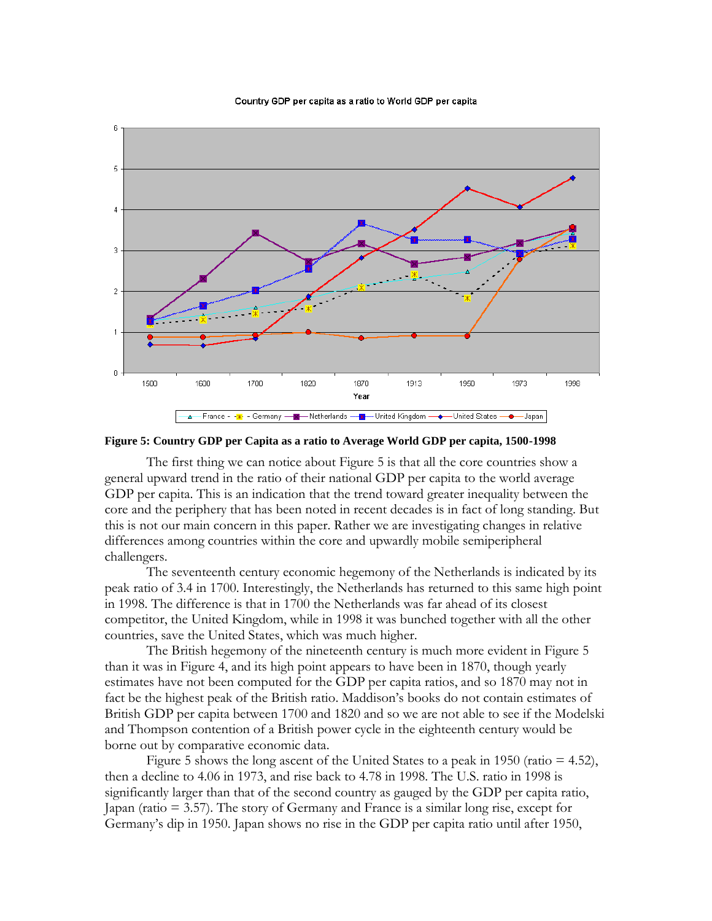**Figure 5: Country GDP per Capita as a ratio to Average World GDP per capita, 1500-1998**

The first thing we can notice about Figure 5 is that all the core countries show a general upward trend in the ratio of their national GDP per capita to the world average GDP per capita. This is an indication that the trend toward greater inequality between the core and the periphery that has been noted in recent decades is in fact of long standing. But this is not our main concern in this paper. Rather we are investigating changes in relative differences among countries within the core and upwardly mobile semiperipheral challengers.

The seventeenth century economic hegemony of the Netherlands is indicated by its peak ratio of 3.4 in 1700. Interestingly, the Netherlands has returned to this same high point in 1998. The difference is that in 1700 the Netherlands was far ahead of its closest competitor, the United Kingdom, while in 1998 it was bunched together with all the other countries, save the United States, which was much higher.

The British hegemony of the nineteenth century is much more evident in Figure 5 than it was in Figure 4, and its high point appears to have been in 1870, though yearly estimates have not been computed for the GDP per capita ratios, and so 1870 may not in fact be the highest peak of the British ratio. Maddison's books do not contain estimates of British GDP per capita between 1700 and 1820 and so we are not able to see if the Modelski and Thompson contention of a British power cycle in the eighteenth century would be borne out by comparative economic data.

Figure 5 shows the long ascent of the United States to a peak in 1950 (ratio = 4.52), then a decline to 4.06 in 1973, and rise back to 4.78 in 1998. The U.S. ratio in 1998 is significantly larger than that of the second country as gauged by the GDP per capita ratio, Japan (ratio = 3.57). The story of Germany and France is a similar long rise, except for Germany's dip in 1950. Japan shows no rise in the GDP per capita ratio until after 1950,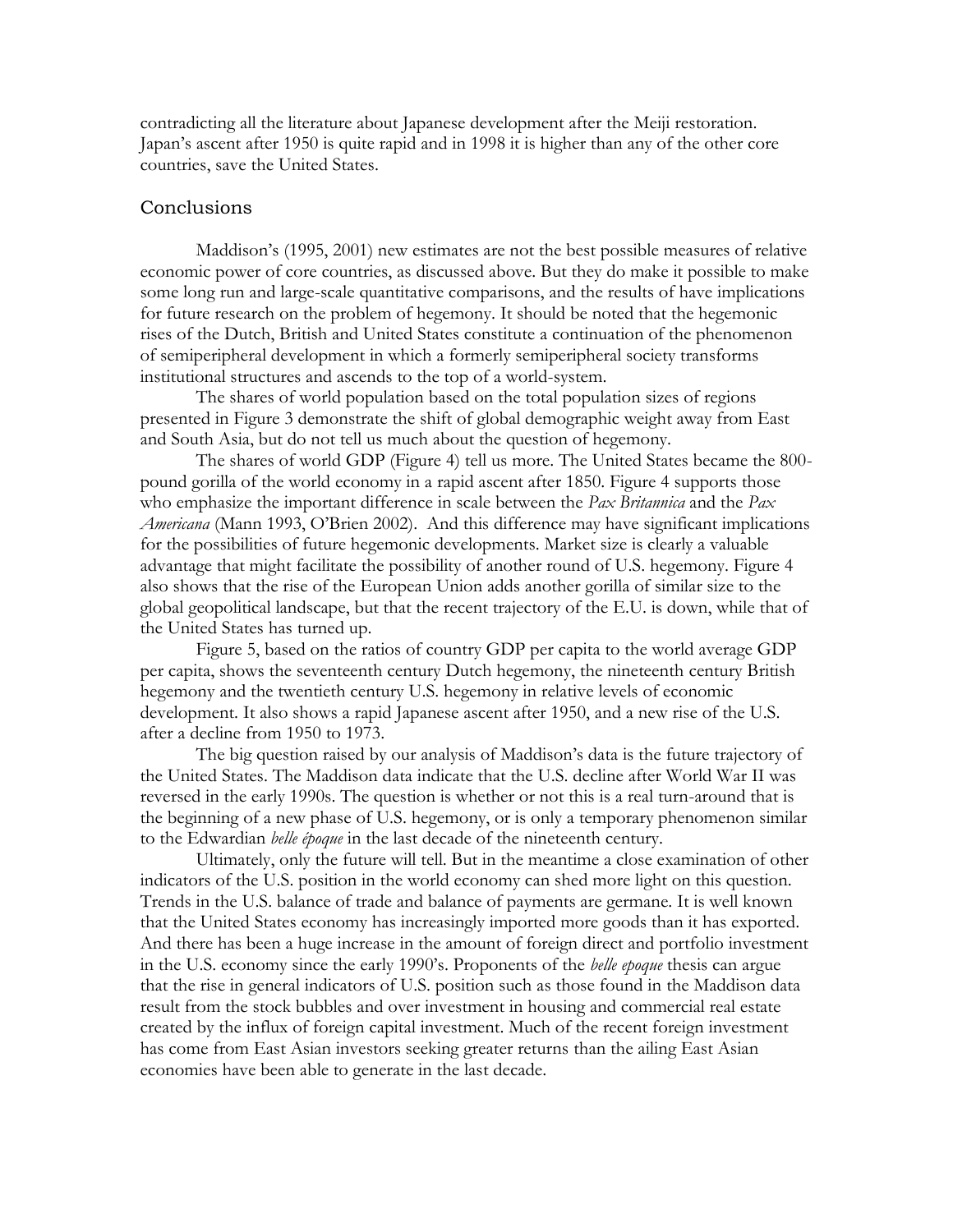contradicting all the literature about Japanese development after the Meiji restoration. Japan's ascent after 1950 is quite rapid and in 1998 it is higher than any of the other core countries, save the United States.

## Conclusions

Maddison's (1995, 2001) new estimates are not the best possible measures of relative economic power of core countries, as discussed above. But they do make it possible to make some long run and large-scale quantitative comparisons, and the results of have implications for future research on the problem of hegemony. It should be noted that the hegemonic rises of the Dutch, British and United States constitute a continuation of the phenomenon of semiperipheral development in which a formerly semiperipheral society transforms institutional structures and ascends to the top of a world-system.

The shares of world population based on the total population sizes of regions presented in Figure 3 demonstrate the shift of global demographic weight away from East and South Asia, but do not tell us much about the question of hegemony.

The shares of world GDP (Figure 4) tell us more. The United States became the 800-pound gorilla of the world economy in a rapid ascent after 1850. Figure 4 supports those who emphasize the important difference in scale between the *Pax Britannica* and the *Pax Americana* (Mann 1993, O'Brien 2002). And this difference may have significant implications for the possibilities of future hegemonic developments. Market size is clearly a valuable advantage that might facilitate the possibility of another round of U.S. hegemony. Figure 4 also shows that the rise of the European Union adds another gorilla of similar size to the global geopolitical landscape, but that the recent trajectory of the E.U. is down, while that of the United States has turned up.

Figure 5, based on the ratios of country GDP per capita to the world average GDP per capita, shows the seventeenth century Dutch hegemony, the nineteenth century British hegemony and the twentieth century U.S. hegemony in relative levels of economic development. It also shows a rapid Japanese ascent after 1950, and a new rise of the U.S. after a decline from 1950 to 1973.

The big question raised by our analysis of Maddison's data is the future trajectory of the United States. The Maddison data indicate that the U.S. decline after World War II was reversed in the early 1990s. The question is whether or not this is a real turn-around that is the beginning of a new phase of U.S. hegemony, or is only a temporary phenomenon similar to the Edwardian *belle époque* in the last decade of the nineteenth century.

Ultimately, only the future will tell. But in the meantime a close examination of other indicators of the U.S. position in the world economy can shed more light on this question. Trends in the U.S. balance of trade and balance of payments are germane. It is well known that the United States economy has increasingly imported more goods than it has exported. And there has been a huge increase in the amount of foreign direct and portfolio investment in the U.S. economy since the early 1990's. Proponents of the *belle epoque* thesis can argue that the rise in general indicators of U.S. position such as those found in the Maddison data result from the stock bubbles and over investment in housing and commercial real estate created by the influx of foreign capital investment. Much of the recent foreign investment has come from East Asian investors seeking greater returns than the ailing East Asian economies have been able to generate in the last decade.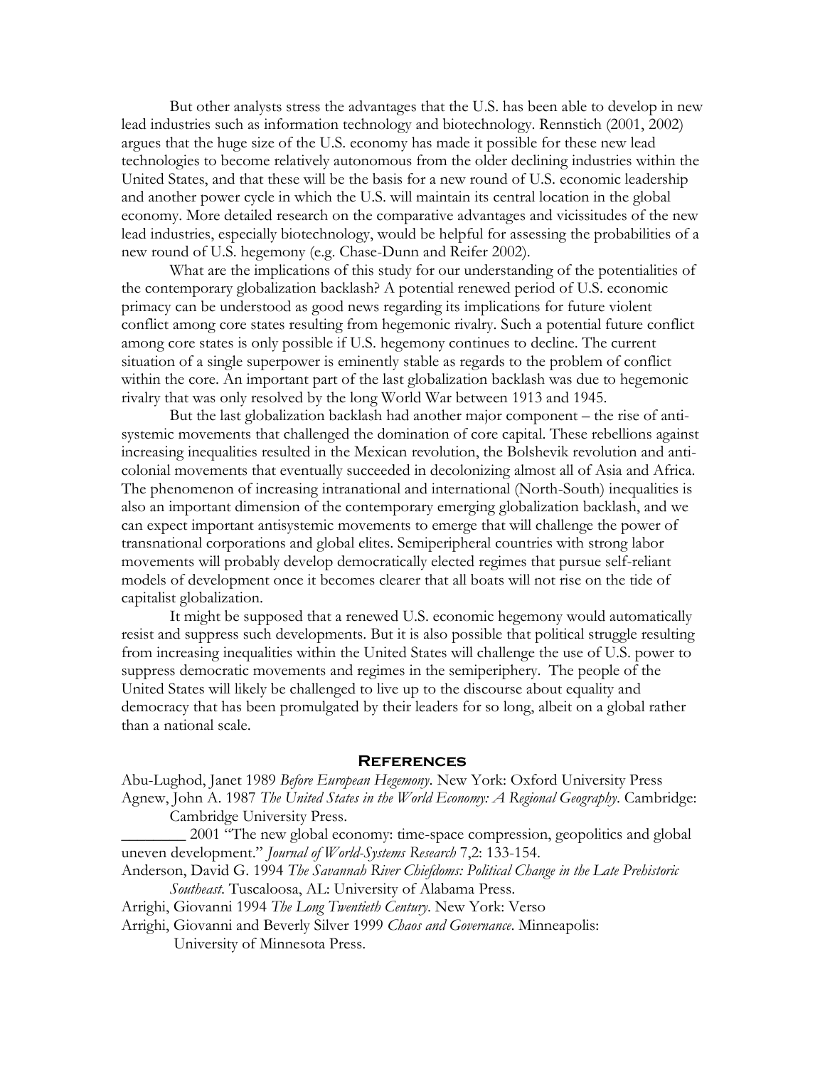But other analysts stress the advantages that the U.S. has been able to develop in new lead industries such as information technology and biotechnology. Rennstich (2001, 2002) argues that the huge size of the U.S. economy has made it possible for these new lead technologies to become relatively autonomous from the older declining industries within the United States, and that these will be the basis for a new round of U.S. economic leadership and another power cycle in which the U.S. will maintain its central location in the global economy. More detailed research on the comparative advantages and vicissitudes of the new lead industries, especially biotechnology, would be helpful for assessing the probabilities of a new round of U.S. hegemony (e.g. Chase-Dunn and Reifer 2002).

What are the implications of this study for our understanding of the potentialities of the contemporary globalization backlash? A potential renewed period of U.S. economic primacy can be understood as good news regarding its implications for future violent conflict among core states resulting from hegemonic rivalry. Such a potential future conflict among core states is only possible if U.S. hegemony continues to decline. The current situation of a single superpower is eminently stable as regards to the problem of conflict within the core. An important part of the last globalization backlash was due to hegemonic rivalry that was only resolved by the long World War between 1913 and 1945.

But the last globalization backlash had another major component – the rise of anti-systemic movements that challenged the domination of core capital. These rebellions against increasing inequalities resulted in the Mexican revolution, the Bolshevik revolution and anti-colonial movements that eventually succeeded in decolonizing almost all of Asia and Africa. The phenomenon of increasing intranational and international (North-South) inequalities is also an important dimension of the contemporary emerging globalization backlash, and we can expect important antisystemic movements to emerge that will challenge the power of transnational corporations and global elites. Semiperipheral countries with strong labor movements will probably develop democratically elected regimes that pursue self-reliant models of development once it becomes clearer that all boats will not rise on the tide of capitalist globalization.

It might be supposed that a renewed U.S. economic hegemony would automatically resist and suppress such developments. But it is also possible that political struggle resulting from increasing inequalities within the United States will challenge the use of U.S. power to suppress democratic movements and regimes in the semiperiphery. The people of the United States will likely be challenged to live up to the discourse about equality and democracy that has been promulgated by their leaders for so long, albeit on a global rather than a national scale.

## References

Abu-Lughod, Janet 1989 *Before European Hegemony*. New York: Oxford University Press

Agnew, John A. 1987 *The United States in the World Economy: A Regional Geography*. Cambridge: Cambridge University Press.

________ 2001 "The new global economy: time-space compression, geopolitics and global uneven development." *Journal of World-Systems Research* 7,2: 133-154.

Anderson, David G. 1994 *The Savannah River Chiefdoms: Political Change in the Late Prehistoric Southeast*. Tuscaloosa, AL: University of Alabama Press.

Arrighi, Giovanni 1994 *The Long Twentieth Century*. New York: Verso

Arrighi, Giovanni and Beverly Silver 1999 *Chaos and Governance*. Minneapolis: University of Minnesota Press.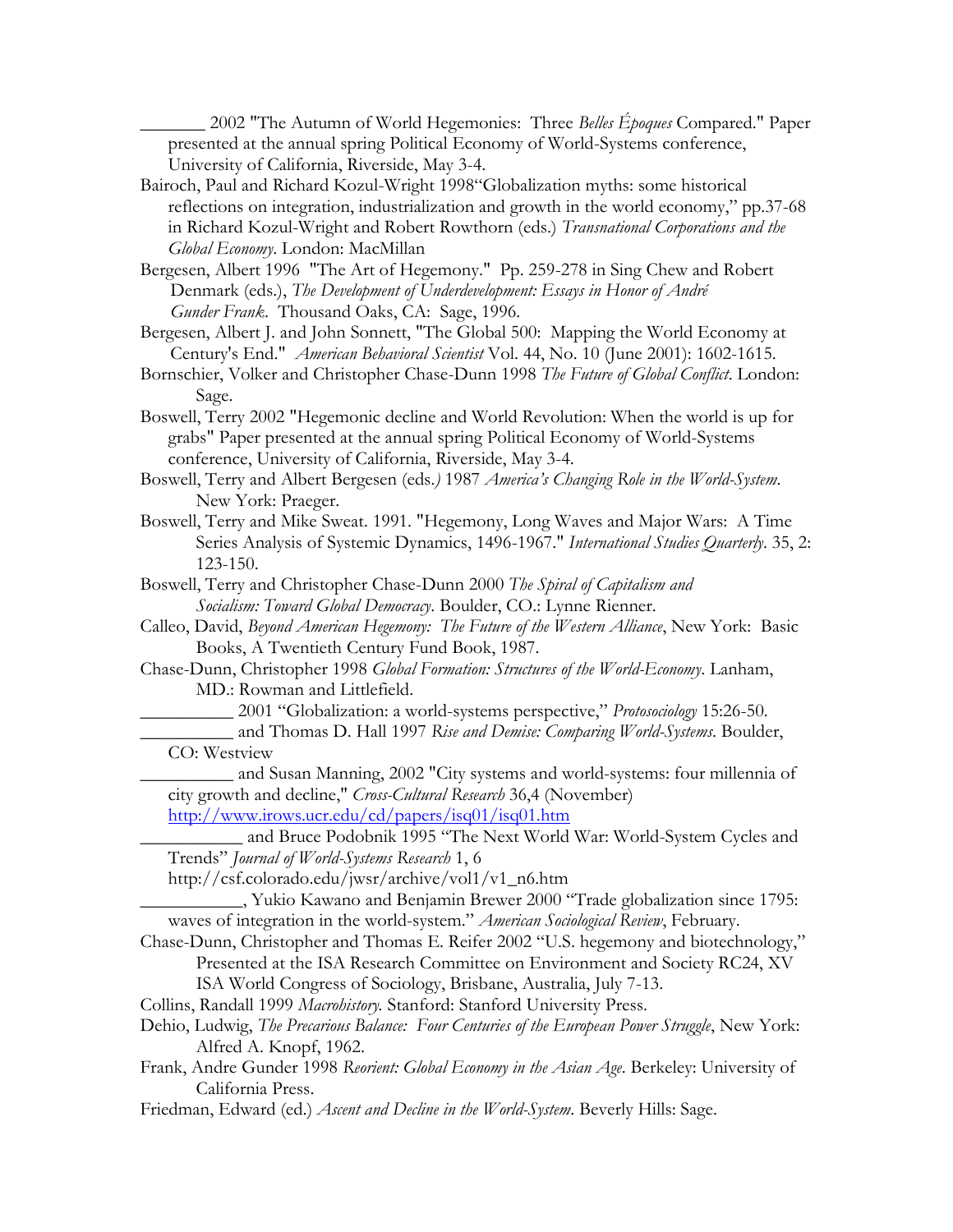_______ 2002 "The Autumn of World Hegemonies: Three *Belles Époques* Compared." Paper presented at the annual spring Political Economy of World-Systems conference, University of California, Riverside, May 3-4.

Bairoch, Paul and Richard Kozul-Wright 1998"Globalization myths: some historical reflections on integration, industrialization and growth in the world economy," pp.37-68 in Richard Kozul-Wright and Robert Rowthorn (eds.) *Transnational Corporations and the Global Economy*. London: MacMillan

Bergesen, Albert 1996 "The Art of Hegemony." Pp. 259-278 in Sing Chew and Robert Denmark (eds.), *The Development of Underdevelopment: Essays in Honor of André Gunder Frank*. Thousand Oaks, CA: Sage, 1996.

Bergesen, Albert J. and John Sonnett, "The Global 500: Mapping the World Economy at Century's End." *American Behavioral Scientist* Vol. 44, No. 10 (June 2001): 1602-1615.

Bornschier, Volker and Christopher Chase-Dunn 1998 *The Future of Global Conflict*. London: Sage.

Boswell, Terry 2002 "Hegemonic decline and World Revolution: When the world is up for grabs" Paper presented at the annual spring Political Economy of World-Systems conference, University of California, Riverside, May 3-4.

Boswell, Terry and Albert Bergesen (eds.) 1987 *America's Changing Role in the World-System*. New York: Praeger.

Boswell, Terry and Mike Sweat. 1991. "Hegemony, Long Waves and Major Wars: A Time Series Analysis of Systemic Dynamics, 1496-1967." *International Studies Quarterly*. 35, 2: 123-150.

Boswell, Terry and Christopher Chase-Dunn 2000 *The Spiral of Capitalism and Socialism: Toward Global Democracy*. Boulder, CO.: Lynne Rienner.

Calleo, David, *Beyond American Hegemony: The Future of the Western Alliance*, New York: Basic Books, A Twentieth Century Fund Book, 1987.

Chase-Dunn, Christopher 1998 *Global Formation: Structures of the World-Economy*. Lanham, MD.: Rowman and Littlefield.

__________ 2001 "Globalization: a world-systems perspective," *Protosociology* 15:26-50.

__________ and Thomas D. Hall 1997 *Rise and Demise: Comparing World-Systems*. Boulder, CO: Westview

__________ and Susan Manning, 2002 "City systems and world-systems: four millennia of city growth and decline," *Cross-Cultural Research* 36,4 (November) http://www.irows.ucr.edu/cd/papers/isq01/isq01.htm

___________ and Bruce Podobnik 1995 "The Next World War: World-System Cycles and Trends" *Journal of World-Systems Research* 1, 6 http://csf.colorado.edu/jwsr/archive/vol1/v1_n6.htm

___________, Yukio Kawano and Benjamin Brewer 2000 "Trade globalization since 1795: waves of integration in the world-system." *American Sociological Review*, February.

Chase-Dunn, Christopher and Thomas E. Reifer 2002 "U.S. hegemony and biotechnology," Presented at the ISA Research Committee on Environment and Society RC24, XV ISA World Congress of Sociology, Brisbane, Australia, July 7-13.

Collins, Randall 1999 *Macrohistory*. Stanford: Stanford University Press.

Dehio, Ludwig, *The Precarious Balance: Four Centuries of the European Power Struggle*, New York: Alfred A. Knopf, 1962.

Frank, Andre Gunder 1998 *Reorient: Global Economy in the Asian Age*. Berkeley: University of California Press.

Friedman, Edward (ed.) *Ascent and Decline in the World-System*. Beverly Hills: Sage.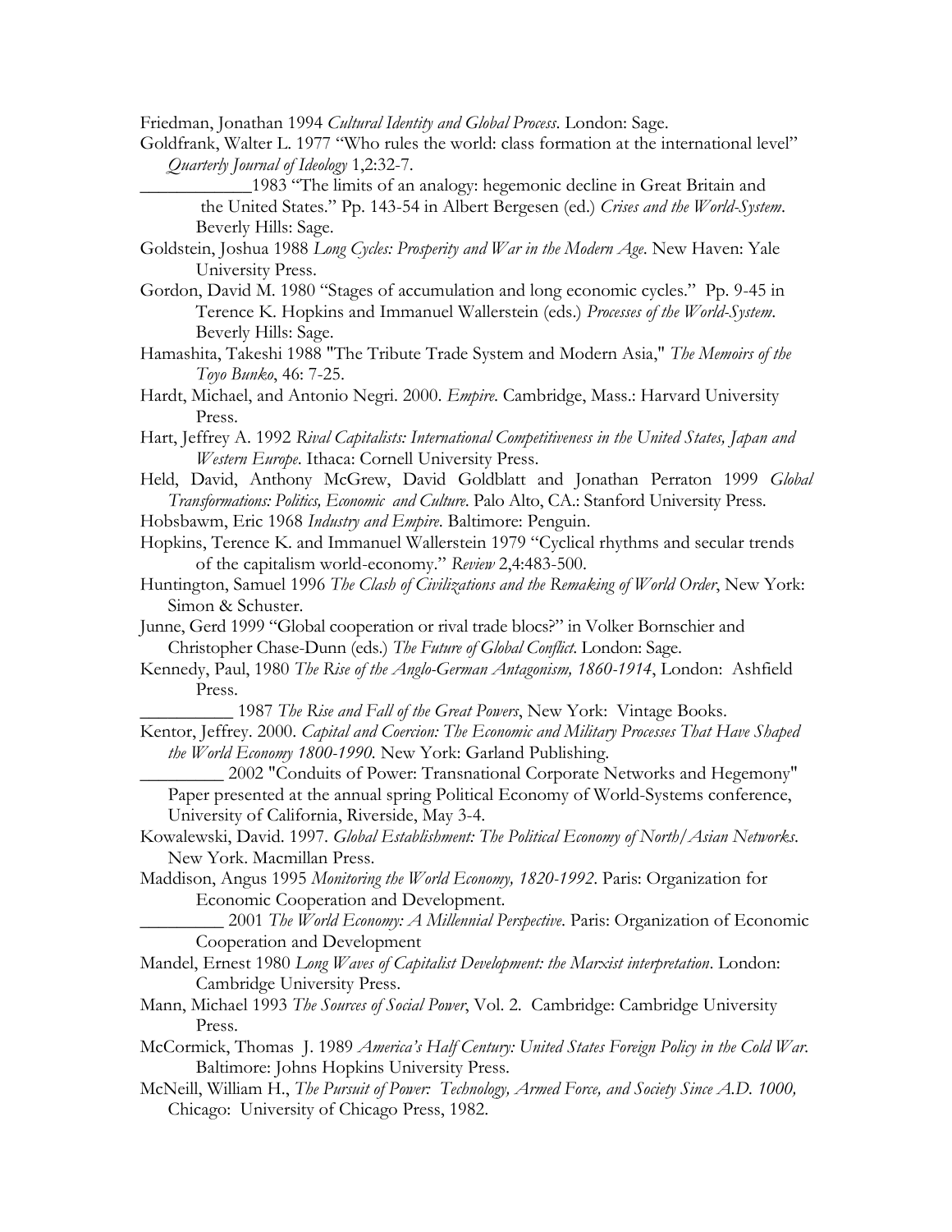Friedman, Jonathan 1994 *Cultural Identity and Global Process*. London: Sage.

Goldfrank, Walter L. 1977 "Who rules the world: class formation at the international level" *Quarterly Journal of Ideology* 1,2:32-7.

____________1983 "The limits of an analogy: hegemonic decline in Great Britain and the United States." Pp. 143-54 in Albert Bergesen (ed.) *Crises and the World-System*. Beverly Hills: Sage.

Goldstein, Joshua 1988 *Long Cycles: Prosperity and War in the Modern Age*. New Haven: Yale University Press.

Gordon, David M. 1980 "Stages of accumulation and long economic cycles." Pp. 9-45 in Terence K. Hopkins and Immanuel Wallerstein (eds.) *Processes of the World-System*. Beverly Hills: Sage.

Hamashita, Takeshi 1988 "The Tribute Trade System and Modern Asia," *The Memoirs of the Toyo Bunko*, 46: 7-25.

Hardt, Michael, and Antonio Negri. 2000. *Empire*. Cambridge, Mass.: Harvard University Press.

Hart, Jeffrey A. 1992 *Rival Capitalists: International Competitiveness in the United States, Japan and Western Europe*. Ithaca: Cornell University Press.

Held, David, Anthony McGrew, David Goldblatt and Jonathan Perraton 1999 *Global Transformations: Politics, Economic and Culture*. Palo Alto, CA.: Stanford University Press.

Hobsbawm, Eric 1968 *Industry and Empire*. Baltimore: Penguin.

Hopkins, Terence K. and Immanuel Wallerstein 1979 "Cyclical rhythms and secular trends of the capitalism world-economy." *Review* 2,4:483-500.

Huntington, Samuel 1996 *The Clash of Civilizations and the Remaking of World Order*, New York: Simon & Schuster.

Junne, Gerd 1999 "Global cooperation or rival trade blocs?" in Volker Bornschier and Christopher Chase-Dunn (eds.) *The Future of Global Conflict*. London: Sage.

Kennedy, Paul, 1980 *The Rise of the Anglo-German Antagonism, 1860-1914*, London: Ashfield Press.

__________ 1987 *The Rise and Fall of the Great Powers*, New York: Vintage Books.

Kentor, Jeffrey. 2000. *Capital and Coercion: The Economic and Military Processes That Have Shaped the World Economy 1800-1990*. New York: Garland Publishing.

_________ 2002 "Conduits of Power: Transnational Corporate Networks and Hegemony" Paper presented at the annual spring Political Economy of World-Systems conference, University of California, Riverside, May 3-4.

Kowalewski, David. 1997. *Global Establishment: The Political Economy of North/Asian Networks*. New York. Macmillan Press.

Maddison, Angus 1995 *Monitoring the World Economy, 1820-1992*. Paris: Organization for Economic Cooperation and Development.

_________ 2001 *The World Economy: A Millennial Perspective*. Paris: Organization of Economic Cooperation and Development

Mandel, Ernest 1980 *Long Waves of Capitalist Development: the Marxist interpretation*. London: Cambridge University Press.

Mann, Michael 1993 *The Sources of Social Power*, Vol. 2. Cambridge: Cambridge University Press.

McCormick, Thomas J. 1989 *America's Half Century: United States Foreign Policy in the Cold War*. Baltimore: Johns Hopkins University Press.

McNeill, William H., *The Pursuit of Power: Technology, Armed Force, and Society Since A.D. 1000,* Chicago: University of Chicago Press, 1982.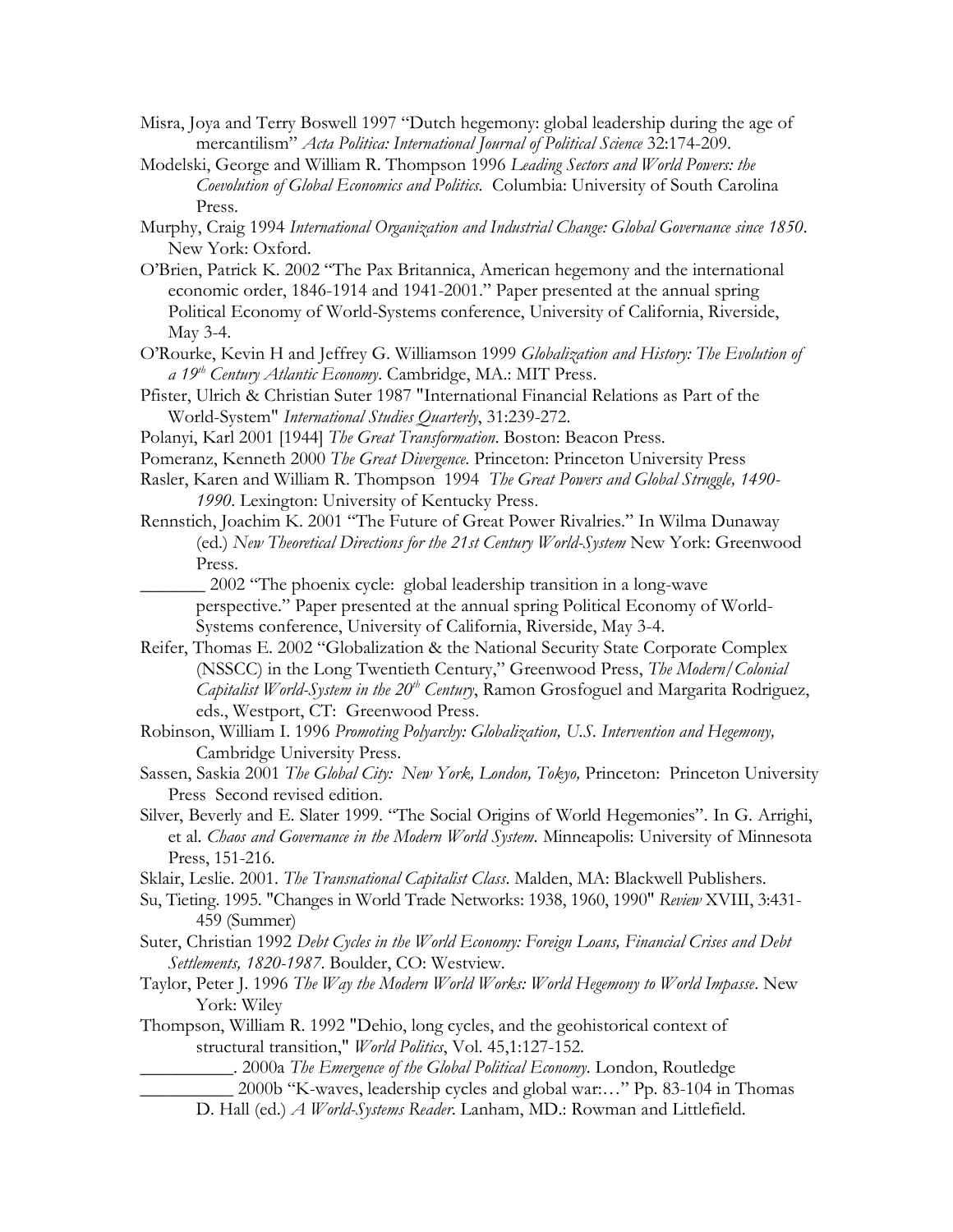Misra, Joya and Terry Boswell 1997 "Dutch hegemony: global leadership during the age of mercantilism" *Acta Politica: International Journal of Political Science* 32:174-209.

Modelski, George and William R. Thompson 1996 *Leading Sectors and World Powers: the Coevolution of Global Economics and Politics.* Columbia: University of South Carolina Press.

Murphy, Craig 1994 *International Organization and Industrial Change: Global Governance since 1850*. New York: Oxford.

O'Brien, Patrick K. 2002 "The Pax Britannica, American hegemony and the international economic order, 1846-1914 and 1941-2001." Paper presented at the annual spring Political Economy of World-Systems conference, University of California, Riverside, May 3-4.

O'Rourke, Kevin H and Jeffrey G. Williamson 1999 *Globalization and History: The Evolution of a 19th Century Atlantic Economy*. Cambridge, MA.: MIT Press.

Pfister, Ulrich & Christian Suter 1987 "International Financial Relations as Part of the World-System" *International Studies Quarterly*, 31:239-272.

Polanyi, Karl 2001 [1944] *The Great Transformation*. Boston: Beacon Press.

Pomeranz, Kenneth 2000 *The Great Divergence*. Princeton: Princeton University Press

Rasler, Karen and William R. Thompson 1994 *The Great Powers and Global Struggle, 1490-1990*. Lexington: University of Kentucky Press.

Rennstich, Joachim K. 2001 "The Future of Great Power Rivalries." In Wilma Dunaway (ed.) *New Theoretical Directions for the 21st Century World-System* New York: Greenwood Press.

_______ 2002 "The phoenix cycle: global leadership transition in a long-wave perspective." Paper presented at the annual spring Political Economy of World-Systems conference, University of California, Riverside, May 3-4.

Reifer, Thomas E. 2002 "Globalization & the National Security State Corporate Complex (NSSCC) in the Long Twentieth Century," Greenwood Press, *The Modern/Colonial Capitalist World-System in the 20th Century*, Ramon Grosfoguel and Margarita Rodriguez, eds., Westport, CT: Greenwood Press.

Robinson, William I. 1996 *Promoting Polyarchy: Globalization, U.S. Intervention and Hegemony,* Cambridge University Press.

Sassen, Saskia 2001 *The Global City: New York, London, Tokyo,* Princeton: Princeton University Press Second revised edition.

Silver, Beverly and E. Slater 1999. "The Social Origins of World Hegemonies". In G. Arrighi, et al. *Chaos and Governance in the Modern World System*. Minneapolis: University of Minnesota Press, 151-216.

Sklair, Leslie. 2001. *The Transnational Capitalist Class*. Malden, MA: Blackwell Publishers.

Su, Tieting. 1995. "Changes in World Trade Networks: 1938, 1960, 1990" *Review* XVIII, 3:431-459 (Summer)

Suter, Christian 1992 *Debt Cycles in the World Economy: Foreign Loans, Financial Crises and Debt Settlements, 1820-1987*. Boulder, CO: Westview.

Taylor, Peter J. 1996 *The Way the Modern World Works: World Hegemony to World Impasse*. New York: Wiley

Thompson, William R. 1992 "Dehio, long cycles, and the geohistorical context of structural transition," *World Politics*, Vol. 45,1:127-152.

__________. 2000a *The Emergence of the Global Political Economy*. London, Routledge

__________ 2000b "K-waves, leadership cycles and global war:…" Pp. 83-104 in Thomas D. Hall (ed.) *A World-Systems Reader*. Lanham, MD.: Rowman and Littlefield.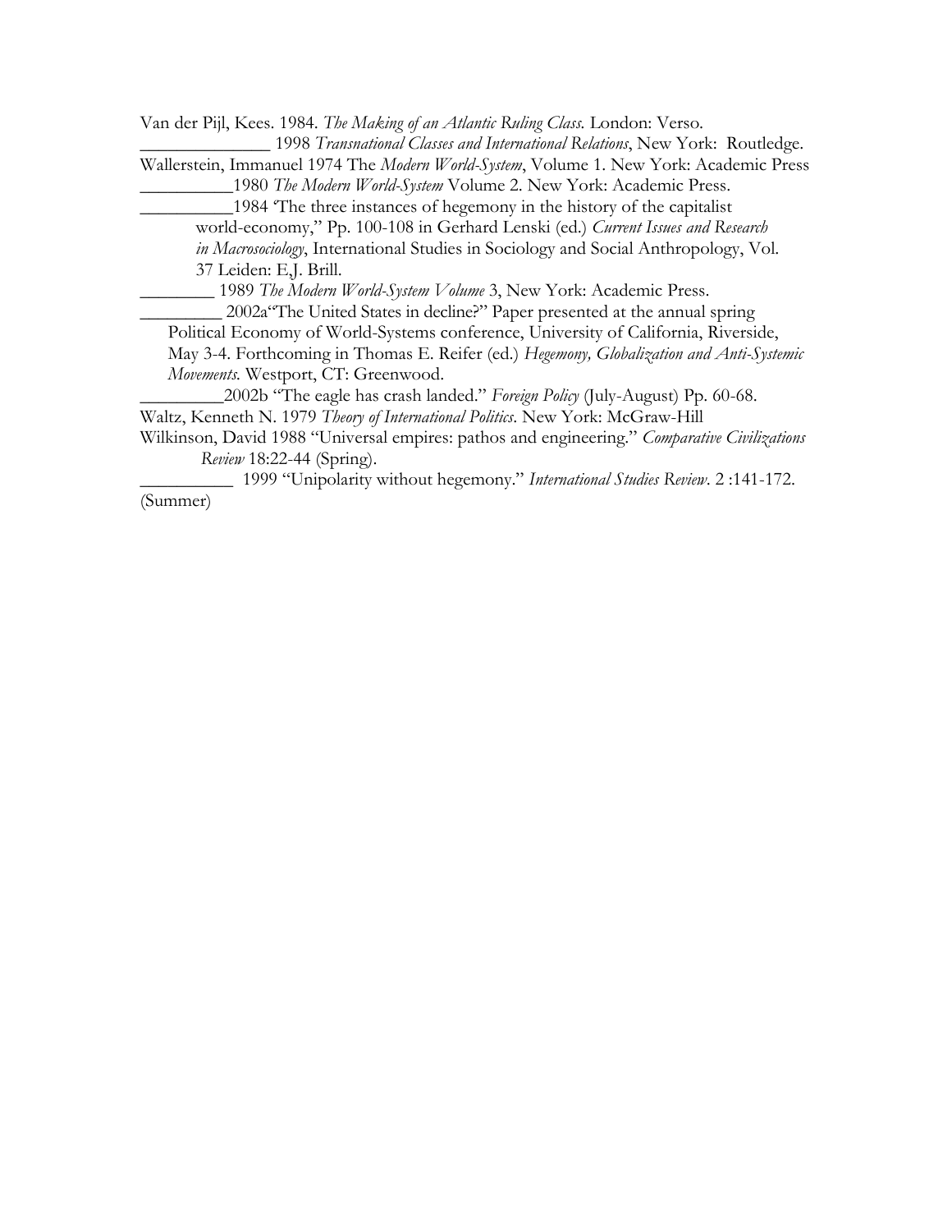Van der Pijl, Kees. 1984. *The Making of an Atlantic Ruling Class.* London: Verso.

______________ 1998 *Transnational Classes and International Relations*, New York: Routledge.

Wallerstein, Immanuel 1974 The *Modern World-System*, Volume 1. New York: Academic Press

__________1980 *The Modern World-System* Volume 2. New York: Academic Press.

__________1984 'The three instances of hegemony in the history of the capitalist world-economy," Pp. 100-108 in Gerhard Lenski (ed.) *Current Issues and Research in Macrosociology*, International Studies in Sociology and Social Anthropology, Vol. 37 Leiden: E,J. Brill.

________ 1989 *The Modern World-System Volume* 3, New York: Academic Press.

_________ 2002a"The United States in decline?" Paper presented at the annual spring Political Economy of World-Systems conference, University of California, Riverside, May 3-4. Forthcoming in Thomas E. Reifer (ed.) *Hegemony, Globalization and Anti-Systemic Movements.* Westport, CT: Greenwood.

_________2002b "The eagle has crash landed." *Foreign Policy* (July-August) Pp. 60-68.

Waltz, Kenneth N. 1979 *Theory of International Politics*. New York: McGraw-Hill

Wilkinson, David 1988 "Universal empires: pathos and engineering." *Comparative Civilizations Review* 18:22-44 (Spring).

__________ 1999 "Unipolarity without hegemony." *International Studies Review*. 2 :141-172. (Summer)